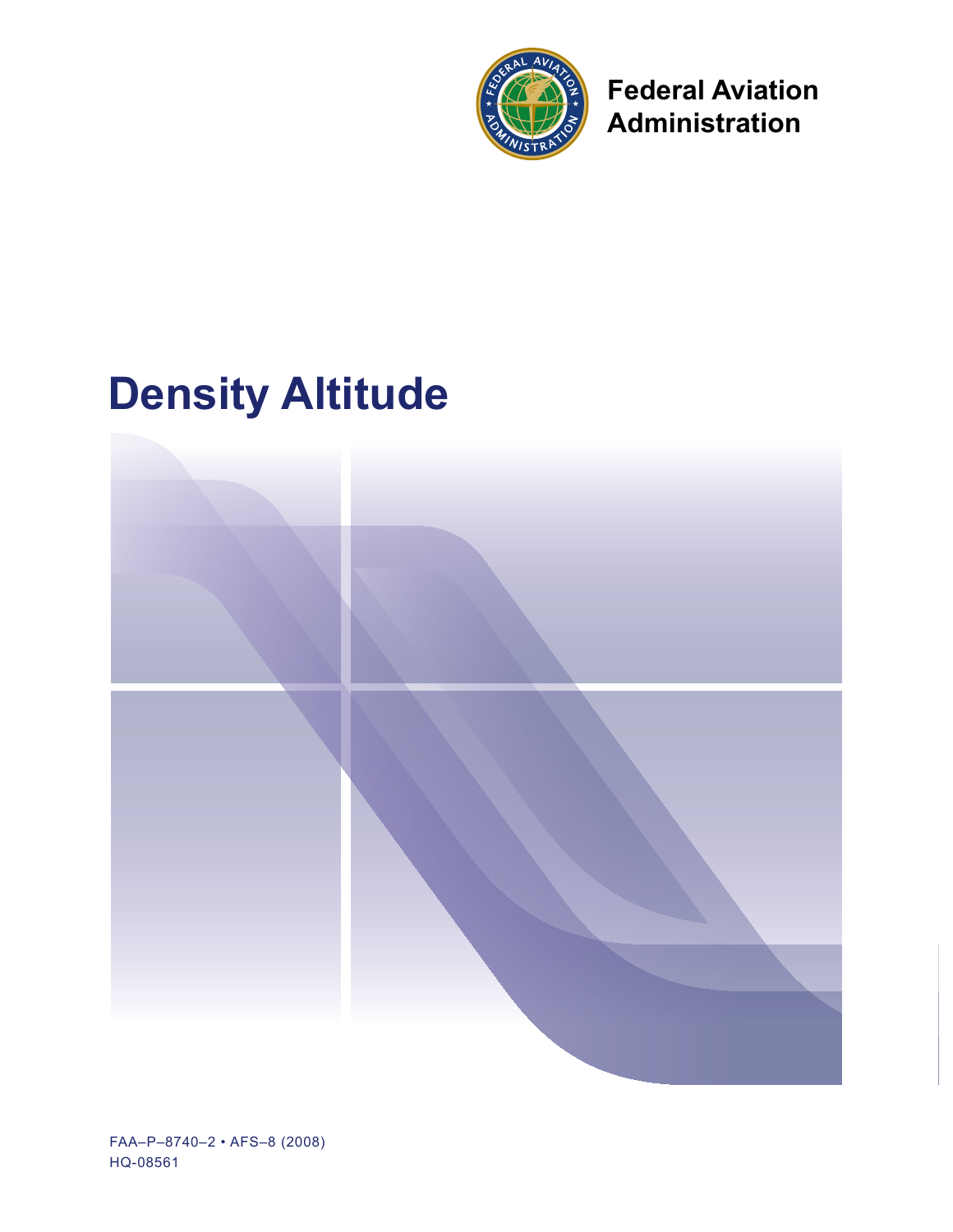Federal Aviation Administration

# Density Altitude

FAA–P–8740–2 • AFS–8 (2008)
HQ-08561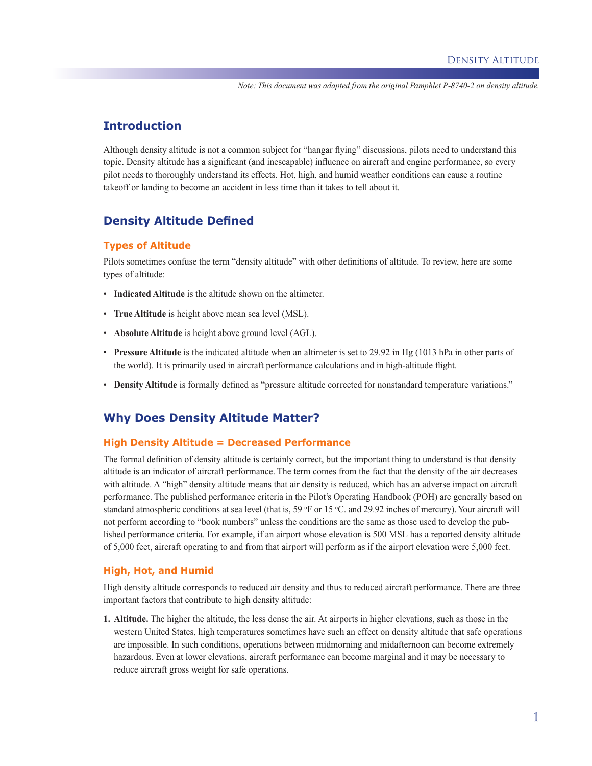*Note: This document was adapted from the original Pamphlet P-8740-2 on density altitude.*

## Introduction

Although density altitude is not a common subject for "hangar flying" discussions, pilots need to understand this topic. Density altitude has a significant (and inescapable) influence on aircraft and engine performance, so every pilot needs to thoroughly understand its effects. Hot, high, and humid weather conditions can cause a routine takeoff or landing to become an accident in less time than it takes to tell about it.

## Density Altitude Defined

### Types of Altitude

Pilots sometimes confuse the term "density altitude" with other definitions of altitude. To review, here are some types of altitude:

- **Indicated Altitude** is the altitude shown on the altimeter.
- **True Altitude** is height above mean sea level (MSL).
- **Absolute Altitude** is height above ground level (AGL).
- **Pressure Altitude** is the indicated altitude when an altimeter is set to 29.92 in Hg (1013 hPa in other parts of the world). It is primarily used in aircraft performance calculations and in high-altitude flight.
- **Density Altitude** is formally defined as "pressure altitude corrected for nonstandard temperature variations."

## Why Does Density Altitude Matter?

### High Density Altitude = Decreased Performance

The formal definition of density altitude is certainly correct, but the important thing to understand is that density altitude is an indicator of aircraft performance. The term comes from the fact that the density of the air decreases with altitude. A "high" density altitude means that air density is reduced, which has an adverse impact on aircraft performance. The published performance criteria in the Pilot's Operating Handbook (POH) are generally based on standard atmospheric conditions at sea level (that is, 59 $^{o}$F or 15 $^{o}$C. and 29.92 inches of mercury). Your aircraft will not perform according to "book numbers" unless the conditions are the same as those used to develop the published performance criteria. For example, if an airport whose elevation is 500 MSL has a reported density altitude of 5,000 feet, aircraft operating to and from that airport will perform as if the airport elevation were 5,000 feet.

### High, Hot, and Humid

High density altitude corresponds to reduced air density and thus to reduced aircraft performance. There are three important factors that contribute to high density altitude:

1. **Altitude.** The higher the altitude, the less dense the air. At airports in higher elevations, such as those in the western United States, high temperatures sometimes have such an effect on density altitude that safe operations are impossible. In such conditions, operations between midmorning and midafternoon can become extremely hazardous. Even at lower elevations, aircraft performance can become marginal and it may be necessary to reduce aircraft gross weight for safe operations.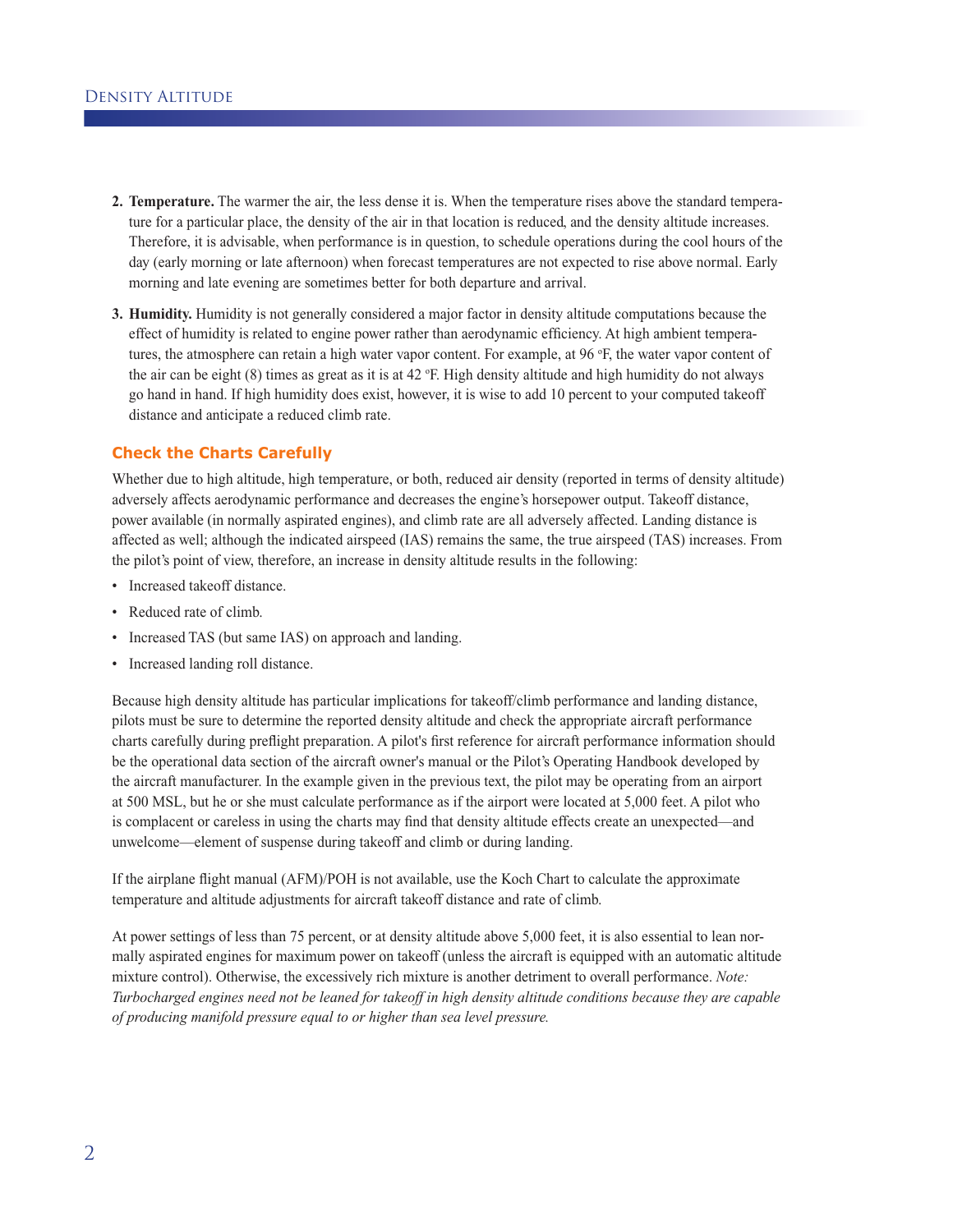2. **Temperature.** The warmer the air, the less dense it is. When the temperature rises above the standard temperature for a particular place, the density of the air in that location is reduced, and the density altitude increases. Therefore, it is advisable, when performance is in question, to schedule operations during the cool hours of the day (early morning or late afternoon) when forecast temperatures are not expected to rise above normal. Early morning and late evening are sometimes better for both departure and arrival.

3. **Humidity.** Humidity is not generally considered a major factor in density altitude computations because the effect of humidity is related to engine power rather than aerodynamic efficiency. At high ambient temperatures, the atmosphere can retain a high water vapor content. For example, at 96 °F, the water vapor content of the air can be eight (8) times as great as it is at 42 °F. High density altitude and high humidity do not always go hand in hand. If high humidity does exist, however, it is wise to add 10 percent to your computed takeoff distance and anticipate a reduced climb rate.

## Check the Charts Carefully

Whether due to high altitude, high temperature, or both, reduced air density (reported in terms of density altitude) adversely affects aerodynamic performance and decreases the engine's horsepower output. Takeoff distance, power available (in normally aspirated engines), and climb rate are all adversely affected. Landing distance is affected as well; although the indicated airspeed (IAS) remains the same, the true airspeed (TAS) increases. From the pilot's point of view, therefore, an increase in density altitude results in the following:

- Increased takeoff distance.
- Reduced rate of climb.
- Increased TAS (but same IAS) on approach and landing.
- Increased landing roll distance.

Because high density altitude has particular implications for takeoff/climb performance and landing distance, pilots must be sure to determine the reported density altitude and check the appropriate aircraft performance charts carefully during preflight preparation. A pilot's first reference for aircraft performance information should be the operational data section of the aircraft owner's manual or the Pilot's Operating Handbook developed by the aircraft manufacturer. In the example given in the previous text, the pilot may be operating from an airport at 500 MSL, but he or she must calculate performance as if the airport were located at 5,000 feet. A pilot who is complacent or careless in using the charts may find that density altitude effects create an unexpected—and unwelcome—element of suspense during takeoff and climb or during landing.

If the airplane flight manual (AFM)/POH is not available, use the Koch Chart to calculate the approximate temperature and altitude adjustments for aircraft takeoff distance and rate of climb.

At power settings of less than 75 percent, or at density altitude above 5,000 feet, it is also essential to lean normally aspirated engines for maximum power on takeoff (unless the aircraft is equipped with an automatic altitude mixture control). Otherwise, the excessively rich mixture is another detriment to overall performance. *Note: Turbocharged engines need not be leaned for takeoff in high density altitude conditions because they are capable of producing manifold pressure equal to or higher than sea level pressure.*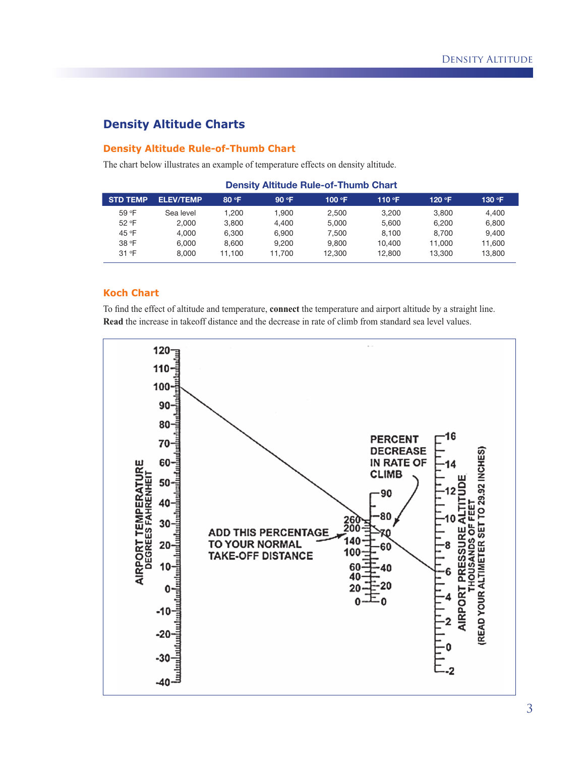## Density Altitude Charts

### Density Altitude Rule-of-Thumb Chart

The chart below illustrates an example of temperature effects on density altitude.

**Density Altitude Rule-of-Thumb Chart**

| STD TEMP | ELEV/TEMP | 80 °F | 90 °F | 100 °F | 110 °F | 120 °F | 130 °F |
|---|---|---|---|---|---|---|---|
| 59 °F | Sea level | 1,200 | 1,900 | 2,500 | 3,200 | 3,800 | 4,400 |
| 52 °F | 2,000 | 3,800 | 4,400 | 5,000 | 5,600 | 6,200 | 6,800 |
| 45 °F | 4,000 | 6,300 | 6,900 | 7,500 | 8,100 | 8,700 | 9,400 |
| 38 °F | 6,000 | 8,600 | 9,200 | 9,800 | 10,400 | 11,000 | 11,600 |
| 31 °F | 8,000 | 11,100 | 11,700 | 12,300 | 12,800 | 13,300 | 13,800 |

### Koch Chart

To find the effect of altitude and temperature, **connect** the temperature and airport altitude by a straight line. **Read** the increase in takeoff distance and the decrease in rate of climb from standard sea level values.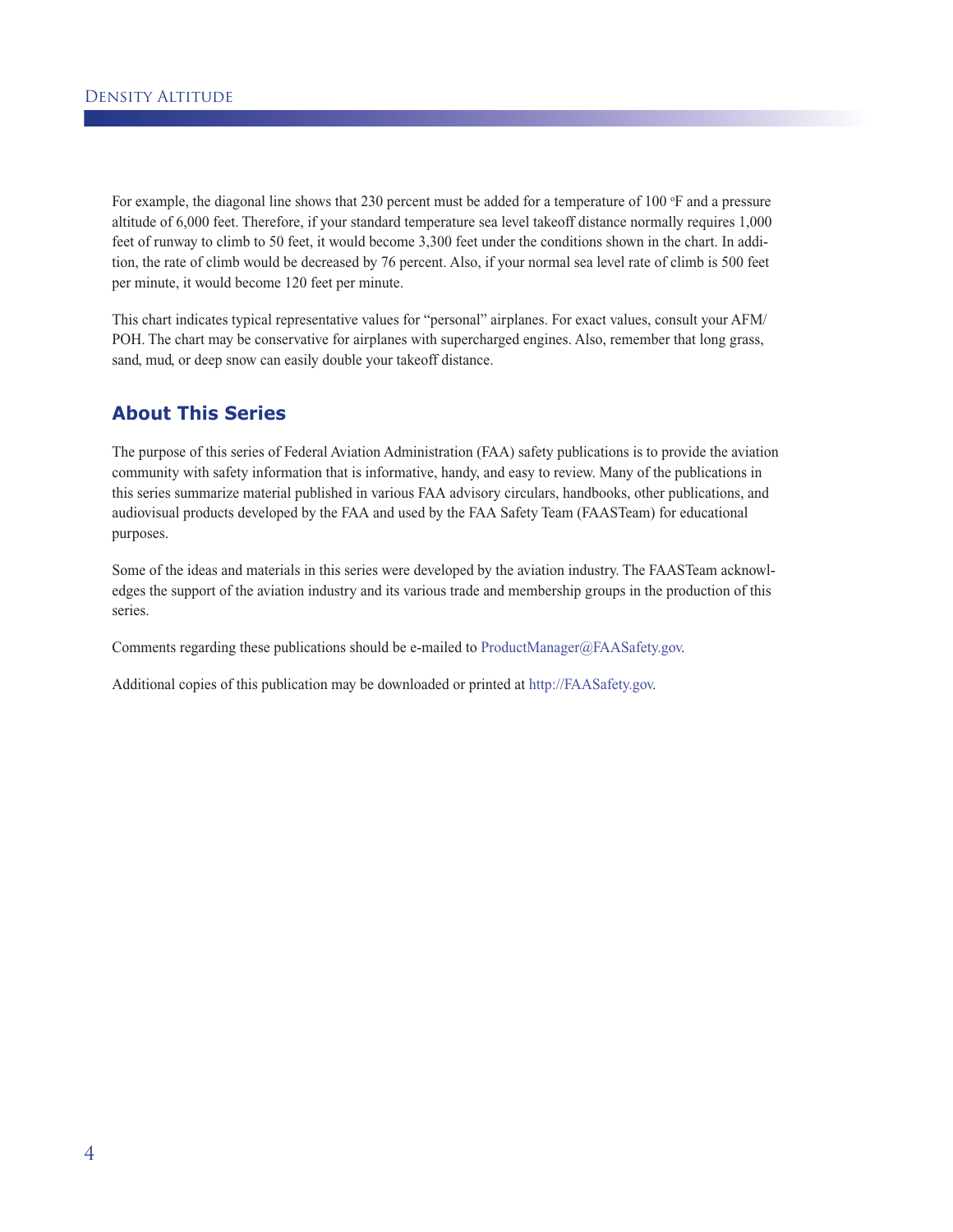For example, the diagonal line shows that 230 percent must be added for a temperature of 100 °F and a pressure altitude of 6,000 feet. Therefore, if your standard temperature sea level takeoff distance normally requires 1,000 feet of runway to climb to 50 feet, it would become 3,300 feet under the conditions shown in the chart. In addition, the rate of climb would be decreased by 76 percent. Also, if your normal sea level rate of climb is 500 feet per minute, it would become 120 feet per minute.

This chart indicates typical representative values for "personal" airplanes. For exact values, consult your AFM/POH. The chart may be conservative for airplanes with supercharged engines. Also, remember that long grass, sand, mud, or deep snow can easily double your takeoff distance.

## About This Series

The purpose of this series of Federal Aviation Administration (FAA) safety publications is to provide the aviation community with safety information that is informative, handy, and easy to review. Many of the publications in this series summarize material published in various FAA advisory circulars, handbooks, other publications, and audiovisual products developed by the FAA and used by the FAA Safety Team (FAASTeam) for educational purposes.

Some of the ideas and materials in this series were developed by the aviation industry. The FAASTeam acknowledges the support of the aviation industry and its various trade and membership groups in the production of this series.

Comments regarding these publications should be e-mailed to ProductManager@FAASafety.gov.

Additional copies of this publication may be downloaded or printed at http://FAASafety.gov.